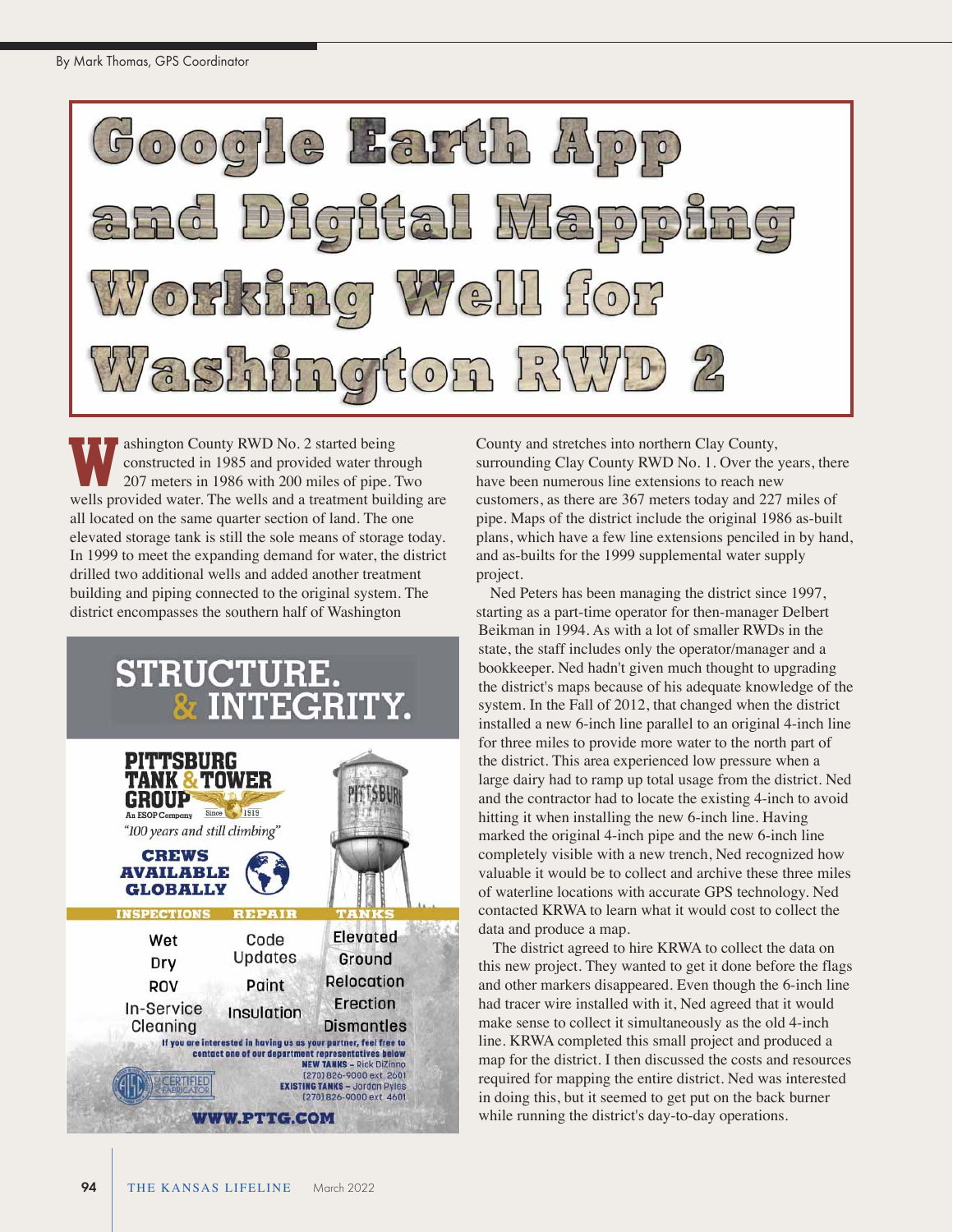By Mark Thomas, GPS Coordinator

# Google Earth App and Digital Mapping Working Well for Washington RWD 2

Washington County RWD No. 2 started being constructed in 1985 and provided water through 207 meters in 1986 with 200 miles of pipe. Two wells provided water. The wells and a treatment building are all located on the same quarter section of land. The one elevated storage tank is still the sole means of storage today. In 1999 to meet the expanding demand for water, the district drilled two additional wells and added another treatment building and piping connected to the original system. The district encompasses the southern half of Washington County and stretches into northern Clay County, surrounding Clay County RWD No. 1. Over the years, there have been numerous line extensions to reach new customers, as there are 367 meters today and 227 miles of pipe. Maps of the district include the original 1986 as-built plans, which have a few line extensions penciled in by hand, and as-builts for the 1999 supplemental water supply project.

Ned Peters has been managing the district since 1997, starting as a part-time operator for then-manager Delbert Beikman in 1994. As with a lot of smaller RWDs in the state, the staff includes only the operator/manager and a bookkeeper. Ned hadn't given much thought to upgrading the district's maps because of his adequate knowledge of the system. In the Fall of 2012, that changed when the district installed a new 6-inch line parallel to an original 4-inch line for three miles to provide more water to the north part of the district. This area experienced low pressure when a large dairy had to ramp up total usage from the district. Ned and the contractor had to locate the existing 4-inch to avoid hitting it when installing the new 6-inch line. Having marked the original 4-inch pipe and the new 6-inch line completely visible with a new trench, Ned recognized how valuable it would be to collect and archive these three miles of waterline locations with accurate GPS technology. Ned contacted KRWA to learn what it would cost to collect the data and produce a map.

The district agreed to hire KRWA to collect the data on this new project. They wanted to get it done before the flags and other markers disappeared. Even though the 6-inch line had tracer wire installed with it, Ned agreed that it would make sense to collect it simultaneously as the old 4-inch line. KRWA completed this small project and produced a map for the district. I then discussed the costs and resources required for mapping the entire district. Ned was interested in doing this, but it seemed to get put on the back burner while running the district's day-to-day operations.

---

**STRUCTURE. & INTEGRITY.**

**PITTSBURG TANK & TOWER GROUP**
An ESOP Company — Since 1919
*"100 years and still climbing"*

**CREWS AVAILABLE GLOBALLY**

| INSPECTIONS | REPAIR | TANKS |
| --- | --- | --- |
| Wet | Code Updates | Elevated |
| Dry | Paint | Ground |
| ROV | Insulation | Relocation |
| In-Service Cleaning | | Erection |
| | | Dismantles |

If you are interested in having us as your partner, feel free to contact one of our department representatives below

NEW TANKS – Rick DiZinno (270) 826-9000 ext. 2601
EXISTING TANKS – Jordan Pyles (270) 826-9000 ext. 4601

AISC CERTIFIED FABRICATOR

**WWW.PTTG.COM**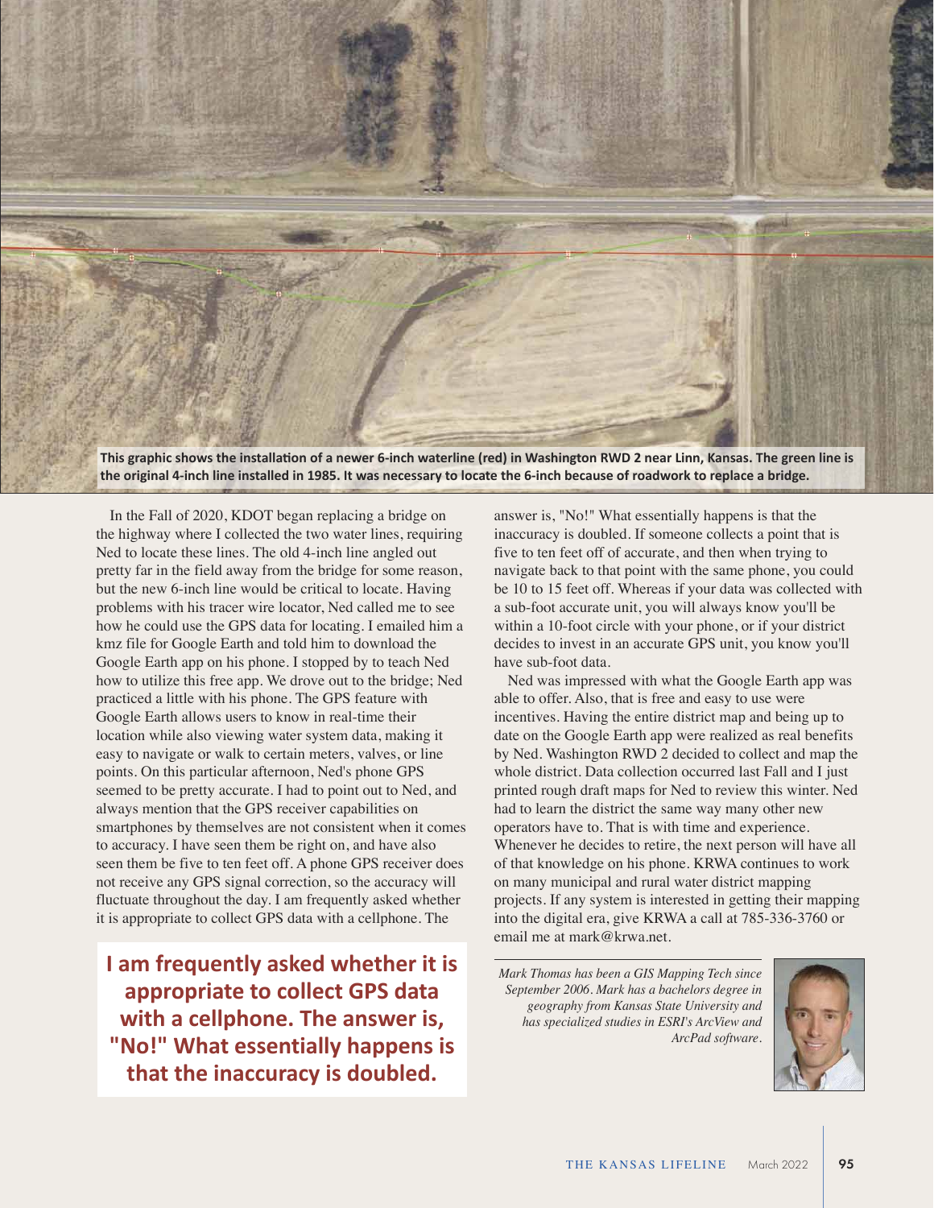**This graphic shows the installation of a newer 6-inch waterline (red) in Washington RWD 2 near Linn, Kansas. The green line is the original 4-inch line installed in 1985. It was necessary to locate the 6-inch because of roadwork to replace a bridge.**

In the Fall of 2020, KDOT began replacing a bridge on the highway where I collected the two water lines, requiring Ned to locate these lines. The old 4-inch line angled out pretty far in the field away from the bridge for some reason, but the new 6-inch line would be critical to locate. Having problems with his tracer wire locator, Ned called me to see how he could use the GPS data for locating. I emailed him a kmz file for Google Earth and told him to download the Google Earth app on his phone. I stopped by to teach Ned how to utilize this free app. We drove out to the bridge; Ned practiced a little with his phone. The GPS feature with Google Earth allows users to know in real-time their location while also viewing water system data, making it easy to navigate or walk to certain meters, valves, or line points. On this particular afternoon, Ned's phone GPS seemed to be pretty accurate. I had to point out to Ned, and always mention that the GPS receiver capabilities on smartphones by themselves are not consistent when it comes to accuracy. I have seen them be right on, and have also seen them be five to ten feet off. A phone GPS receiver does not receive any GPS signal correction, so the accuracy will fluctuate throughout the day. I am frequently asked whether it is appropriate to collect GPS data with a cellphone. The answer is, "No!" What essentially happens is that the inaccuracy is doubled. If someone collects a point that is five to ten feet off of accurate, and then when trying to navigate back to that point with the same phone, you could be 10 to 15 feet off. Whereas if your data was collected with a sub-foot accurate unit, you will always know you'll be within a 10-foot circle with your phone, or if your district decides to invest in an accurate GPS unit, you know you'll have sub-foot data.

**I am frequently asked whether it is appropriate to collect GPS data with a cellphone. The answer is, "No!" What essentially happens is that the inaccuracy is doubled.**

Ned was impressed with what the Google Earth app was able to offer. Also, that is free and easy to use were incentives. Having the entire district map and being up to date on the Google Earth app were realized as real benefits by Ned. Washington RWD 2 decided to collect and map the whole district. Data collection occurred last Fall and I just printed rough draft maps for Ned to review this winter. Ned had to learn the district the same way many other new operators have to. That is with time and experience. Whenever he decides to retire, the next person will have all of that knowledge on his phone. KRWA continues to work on many municipal and rural water district mapping projects. If any system is interested in getting their mapping into the digital era, give KRWA a call at 785-336-3760 or email me at mark@krwa.net.

*Mark Thomas has been a GIS Mapping Tech since September 2006. Mark has a bachelors degree in geography from Kansas State University and has specialized studies in ESRI's ArcView and ArcPad software.*